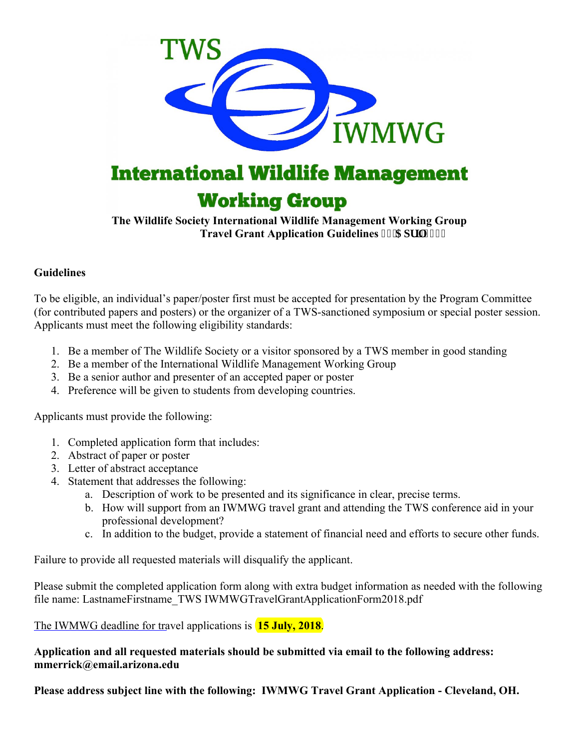# International Wildlife Management Working Group

**The Wildlife Society International Wildlife Management Working Group**
**Travel Grant Application Guidelines**

## Guidelines

To be eligible, an individual's paper/poster first must be accepted for presentation by the Program Committee (for contributed papers and posters) or the organizer of a TWS-sanctioned symposium or special poster session. Applicants must meet the following eligibility standards:

1. Be a member of The Wildlife Society or a visitor sponsored by a TWS member in good standing
2. Be a member of the International Wildlife Management Working Group
3. Be a senior author and presenter of an accepted paper or poster
4. Preference will be given to students from developing countries.

Applicants must provide the following:

1. Completed application form that includes:
2. Abstract of paper or poster
3. Letter of abstract acceptance
4. Statement that addresses the following:
    a. Description of work to be presented and its significance in clear, precise terms.
    b. How will support from an IWMWG travel grant and attending the TWS conference aid in your professional development?
    c. In addition to the budget, provide a statement of financial need and efforts to secure other funds.

Failure to provide all requested materials will disqualify the applicant.

Please submit the completed application form along with extra budget information as needed with the following file name: LastnameFirstname_TWS IWMWGTravelGrantApplicationForm2018.pdf

The IWMWG deadline for travel applications is **15 July, 2018**.

**Application and all requested materials should be submitted via email to the following address: mmerrick@email.arizona.edu**

**Please address subject line with the following: IWMWG Travel Grant Application - Cleveland, OH.**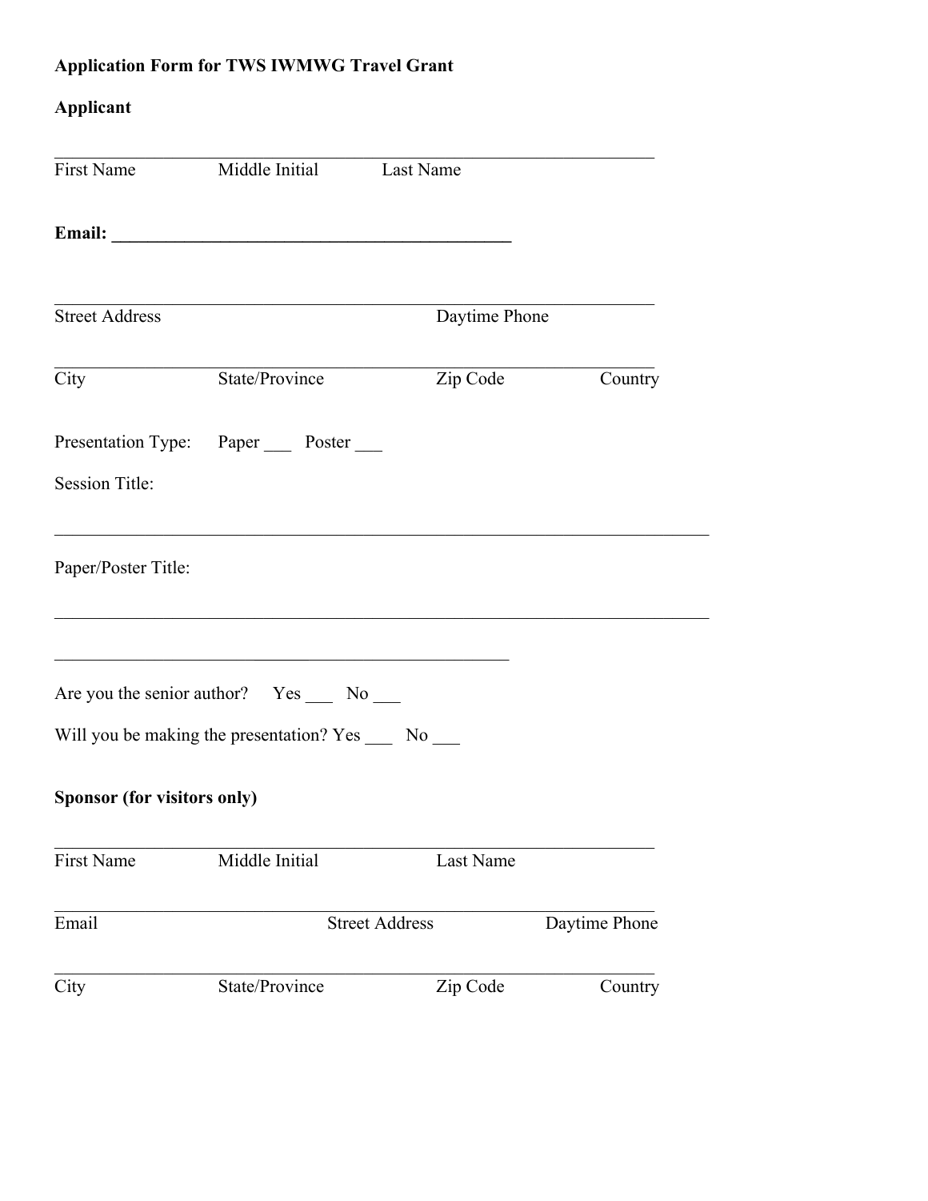**Application Form for TWS IWMWG Travel Grant**

**Applicant**

\_\_\_\_\_\_\_\_\_\_\_\_\_\_\_\_\_\_\_\_\_\_\_\_\_\_\_\_\_\_\_\_\_\_\_\_\_\_\_\_\_\_\_\_\_\_\_\_\_\_\_\_\_\_\_\_\_\_\_\_\_\_

First Name          Middle Initial          Last Name

**Email: \_\_\_\_\_\_\_\_\_\_\_\_\_\_\_\_\_\_\_\_\_\_\_\_\_\_\_\_\_\_\_\_\_\_\_\_\_\_\_\_\_\_\_\_\_**

\_\_\_\_\_\_\_\_\_\_\_\_\_\_\_\_\_\_\_\_\_\_\_\_\_\_\_\_\_\_\_\_\_\_\_\_\_\_\_\_\_\_\_\_\_\_\_\_\_\_\_\_\_\_\_\_\_\_\_\_\_\_

Street Address          Daytime Phone

\_\_\_\_\_\_\_\_\_\_\_\_\_\_\_\_\_\_\_\_\_\_\_\_\_\_\_\_\_\_\_\_\_\_\_\_\_\_\_\_\_\_\_\_\_\_\_\_\_\_\_\_\_\_\_\_\_\_\_\_\_\_

City          State/Province          Zip Code          Country

Presentation Type:     Paper \_\_\_     Poster \_\_\_

Session Title:

\_\_\_\_\_\_\_\_\_\_\_\_\_\_\_\_\_\_\_\_\_\_\_\_\_\_\_\_\_\_\_\_\_\_\_\_\_\_\_\_\_\_\_\_\_\_\_\_\_\_\_\_\_\_\_\_\_\_\_\_\_\_\_\_\_\_\_\_

Paper/Poster Title:

\_\_\_\_\_\_\_\_\_\_\_\_\_\_\_\_\_\_\_\_\_\_\_\_\_\_\_\_\_\_\_\_\_\_\_\_\_\_\_\_\_\_\_\_\_\_\_\_\_\_\_\_\_\_\_\_\_\_\_\_\_\_\_\_\_\_\_\_

\_\_\_\_\_\_\_\_\_\_\_\_\_\_\_\_\_\_\_\_\_\_\_\_\_\_\_\_\_\_\_\_\_\_\_\_\_\_\_\_\_\_\_\_\_\_\_\_

Are you the senior author?     Yes \_\_\_     No \_\_\_

Will you be making the presentation? Yes \_\_\_     No \_\_\_

**Sponsor (for visitors only)**

\_\_\_\_\_\_\_\_\_\_\_\_\_\_\_\_\_\_\_\_\_\_\_\_\_\_\_\_\_\_\_\_\_\_\_\_\_\_\_\_\_\_\_\_\_\_\_\_\_\_\_\_\_\_\_\_\_\_\_\_\_\_

First Name          Middle Initial          Last Name

\_\_\_\_\_\_\_\_\_\_\_\_\_\_\_\_\_\_\_\_\_\_\_\_\_\_\_\_\_\_\_\_\_\_\_\_\_\_\_\_\_\_\_\_\_\_\_\_\_\_\_\_\_\_\_\_\_\_\_\_\_\_

Email          Street Address          Daytime Phone

\_\_\_\_\_\_\_\_\_\_\_\_\_\_\_\_\_\_\_\_\_\_\_\_\_\_\_\_\_\_\_\_\_\_\_\_\_\_\_\_\_\_\_\_\_\_\_\_\_\_\_\_\_\_\_\_\_\_\_\_\_\_

City          State/Province          Zip Code          Country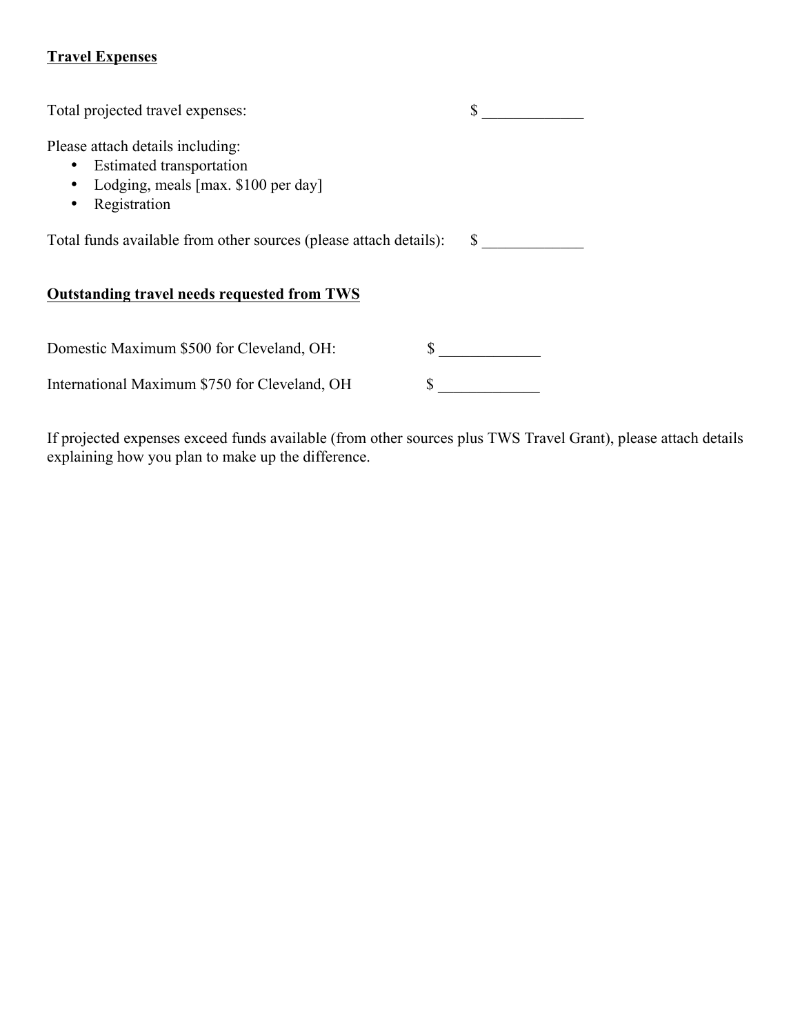**Travel Expenses**

Total projected travel expenses: $ _____________

Please attach details including:

- Estimated transportation
- Lodging, meals [max. $100 per day]
- Registration

Total funds available from other sources (please attach details): $ _____________

**Outstanding travel needs requested from TWS**

Domestic Maximum $500 for Cleveland, OH: $ _____________

International Maximum $750 for Cleveland, OH $ _____________

If projected expenses exceed funds available (from other sources plus TWS Travel Grant), please attach details explaining how you plan to make up the difference.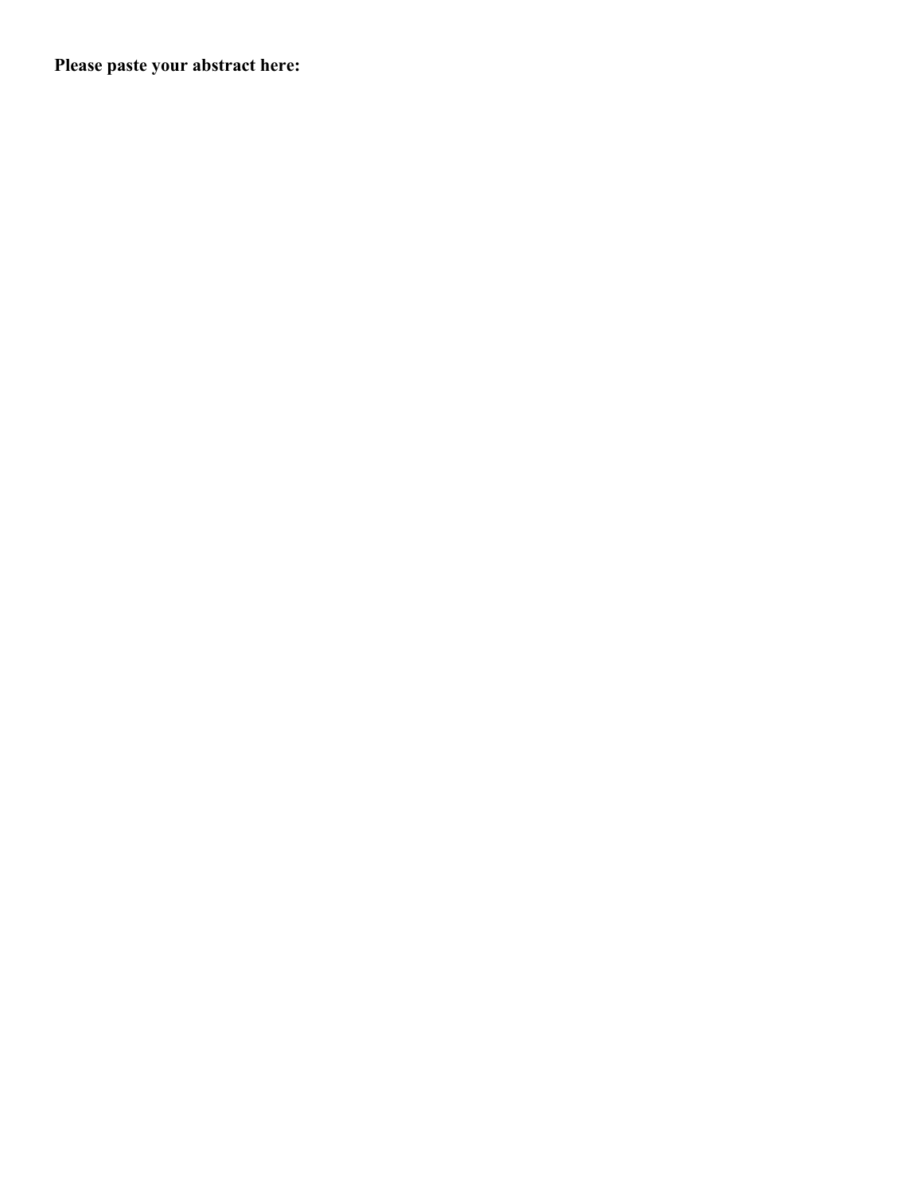**Please paste your abstract here:**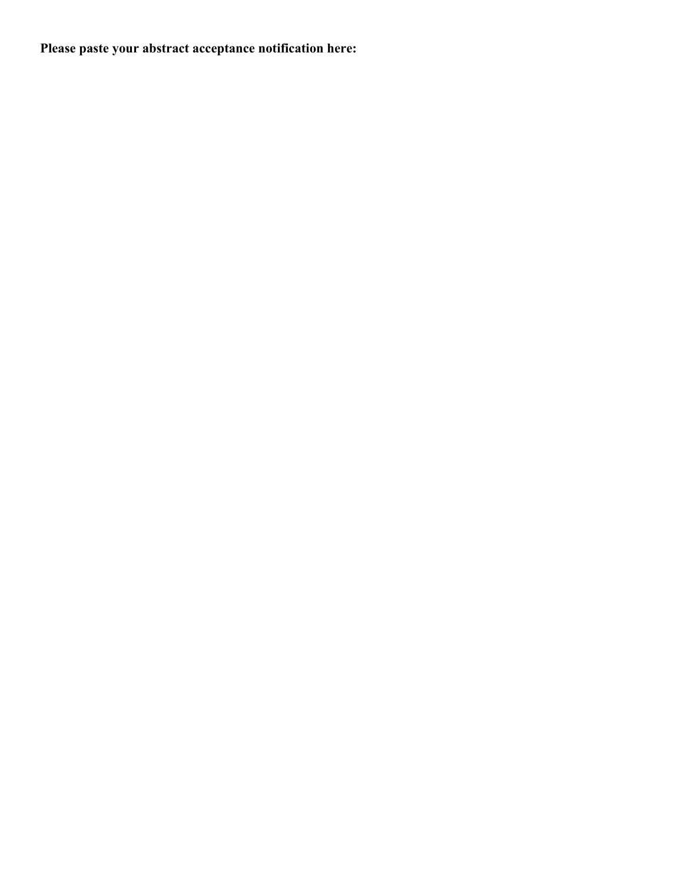**Please paste your abstract acceptance notification here:**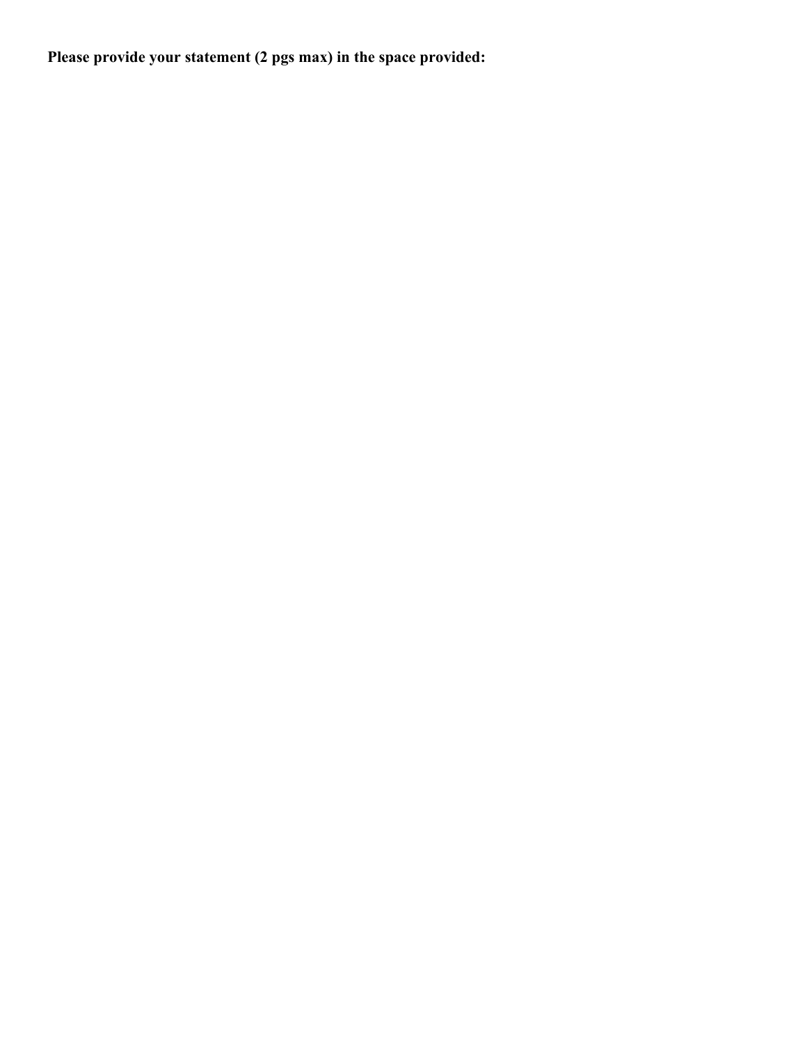**Please provide your statement (2 pgs max) in the space provided:**